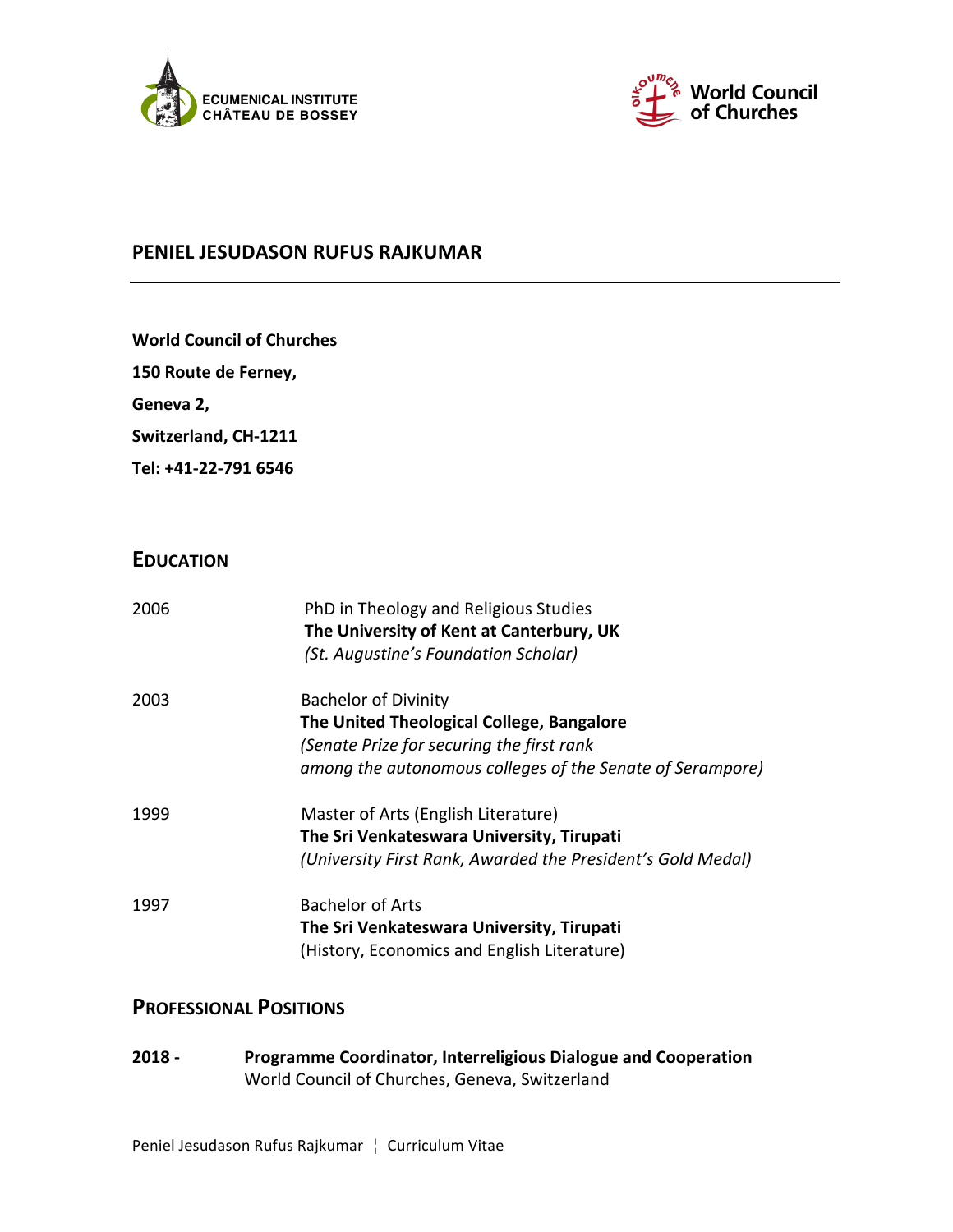ECUMENICAL INSTITUTE
CHÂTEAU DE BOSSEY

World Council of Churches

# PENIEL JESUDASON RUFUS RAJKUMAR

---

**World Council of Churches**

**150 Route de Ferney,**

**Geneva 2,**

**Switzerland, CH-1211**

**Tel: +41-22-791 6546**

## EDUCATION

| | |
|---|---|
| 2006 | PhD in Theology and Religious Studies<br>**The University of Kent at Canterbury, UK**<br>*(St. Augustine's Foundation Scholar)* |
| 2003 | Bachelor of Divinity<br>**The United Theological College, Bangalore**<br>*(Senate Prize for securing the first rank among the autonomous colleges of the Senate of Serampore)* |
| 1999 | Master of Arts (English Literature)<br>**The Sri Venkateswara University, Tirupati**<br>*(University First Rank, Awarded the President's Gold Medal)* |
| 1997 | Bachelor of Arts<br>**The Sri Venkateswara University, Tirupati**<br>(History, Economics and English Literature) |

## PROFESSIONAL POSITIONS

**2018 -** **Programme Coordinator, Interreligious Dialogue and Cooperation**
World Council of Churches, Geneva, Switzerland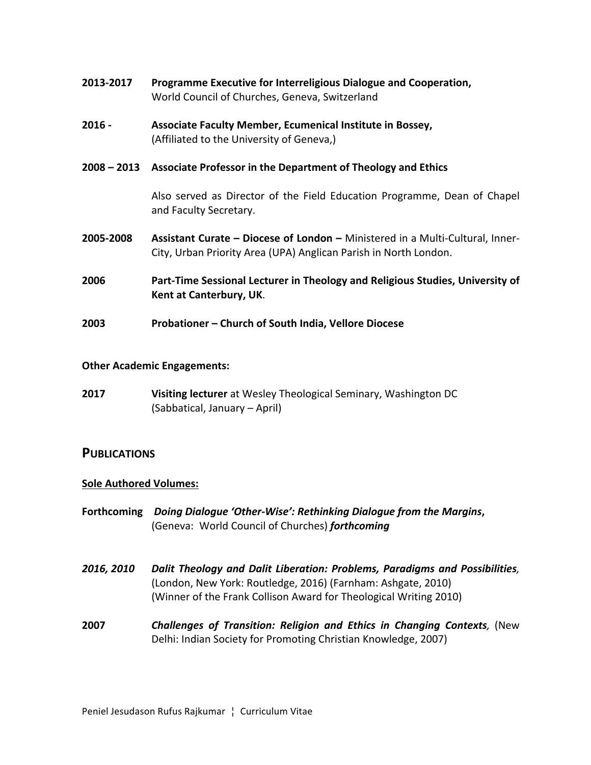**2013-2017** **Programme Executive for Interreligious Dialogue and Cooperation,**
World Council of Churches, Geneva, Switzerland

**2016 -** **Associate Faculty Member, Ecumenical Institute in Bossey,**
(Affiliated to the University of Geneva,)

**2008 – 2013** **Associate Professor in the Department of Theology and Ethics**

Also served as Director of the Field Education Programme, Dean of Chapel and Faculty Secretary.

**2005-2008** **Assistant Curate – Diocese of London –** Ministered in a Multi-Cultural, Inner-City, Urban Priority Area (UPA) Anglican Parish in North London.

**2006** **Part-Time Sessional Lecturer in Theology and Religious Studies, University of Kent at Canterbury, UK**.

**2003** **Probationer – Church of South India, Vellore Diocese**

**Other Academic Engagements:**

**2017** **Visiting lecturer** at Wesley Theological Seminary, Washington DC
(Sabbatical, January – April)

## PUBLICATIONS

**Sole Authored Volumes:**

**Forthcoming** ***Doing Dialogue 'Other-Wise': Rethinking Dialogue from the Margins*****,**
(Geneva: World Council of Churches) ***forthcoming***

***2016, 2010*** ***Dalit Theology and Dalit Liberation: Problems, Paradigms and Possibilities,***
(London, New York: Routledge, 2016) (Farnham: Ashgate, 2010)
(Winner of the Frank Collison Award for Theological Writing 2010)

**2007** ***Challenges of Transition: Religion and Ethics in Changing Contexts,*** (New Delhi: Indian Society for Promoting Christian Knowledge, 2007)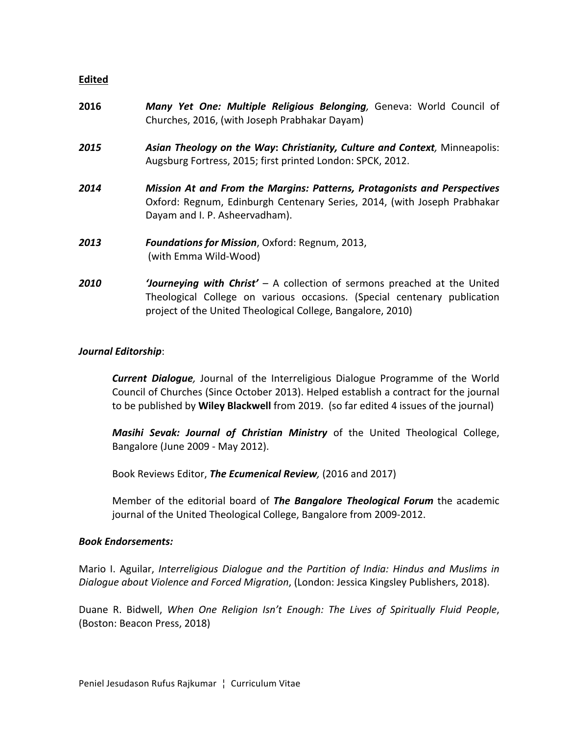**<u>Edited</u>**

**2016** ***Many Yet One: Multiple Religious Belonging****,* Geneva: World Council of Churches, 2016, (with Joseph Prabhakar Dayam)

***2015*** ***Asian Theology on the Way*****:** ***Christianity, Culture and Context****,* Minneapolis: Augsburg Fortress, 2015; first printed London: SPCK, 2012.

***2014*** ***Mission At and From the Margins: Patterns, Protagonists and Perspectives*** Oxford: Regnum, Edinburgh Centenary Series, 2014, (with Joseph Prabhakar Dayam and I. P. Asheervadham).

***2013*** ***Foundations for Mission***, Oxford: Regnum, 2013, (with Emma Wild-Wood)

***2010*** ***'Journeying with Christ'*** – A collection of sermons preached at the United Theological College on various occasions. (Special centenary publication project of the United Theological College, Bangalore, 2010)

***Journal Editorship***:

***Current Dialogue,*** Journal of the Interreligious Dialogue Programme of the World Council of Churches (Since October 2013). Helped establish a contract for the journal to be published by **Wiley Blackwell** from 2019. (so far edited 4 issues of the journal)

***Masihi Sevak: Journal of Christian Ministry*** of the United Theological College, Bangalore (June 2009 - May 2012).

Book Reviews Editor, ***The Ecumenical Review,*** (2016 and 2017)

Member of the editorial board of ***The Bangalore Theological Forum*** the academic journal of the United Theological College, Bangalore from 2009-2012.

***Book Endorsements:***

Mario I. Aguilar, *Interreligious Dialogue and the Partition of India: Hindus and Muslims in Dialogue about Violence and Forced Migration*, (London: Jessica Kingsley Publishers, 2018).

Duane R. Bidwell, *When One Religion Isn't Enough: The Lives of Spiritually Fluid People*, (Boston: Beacon Press, 2018)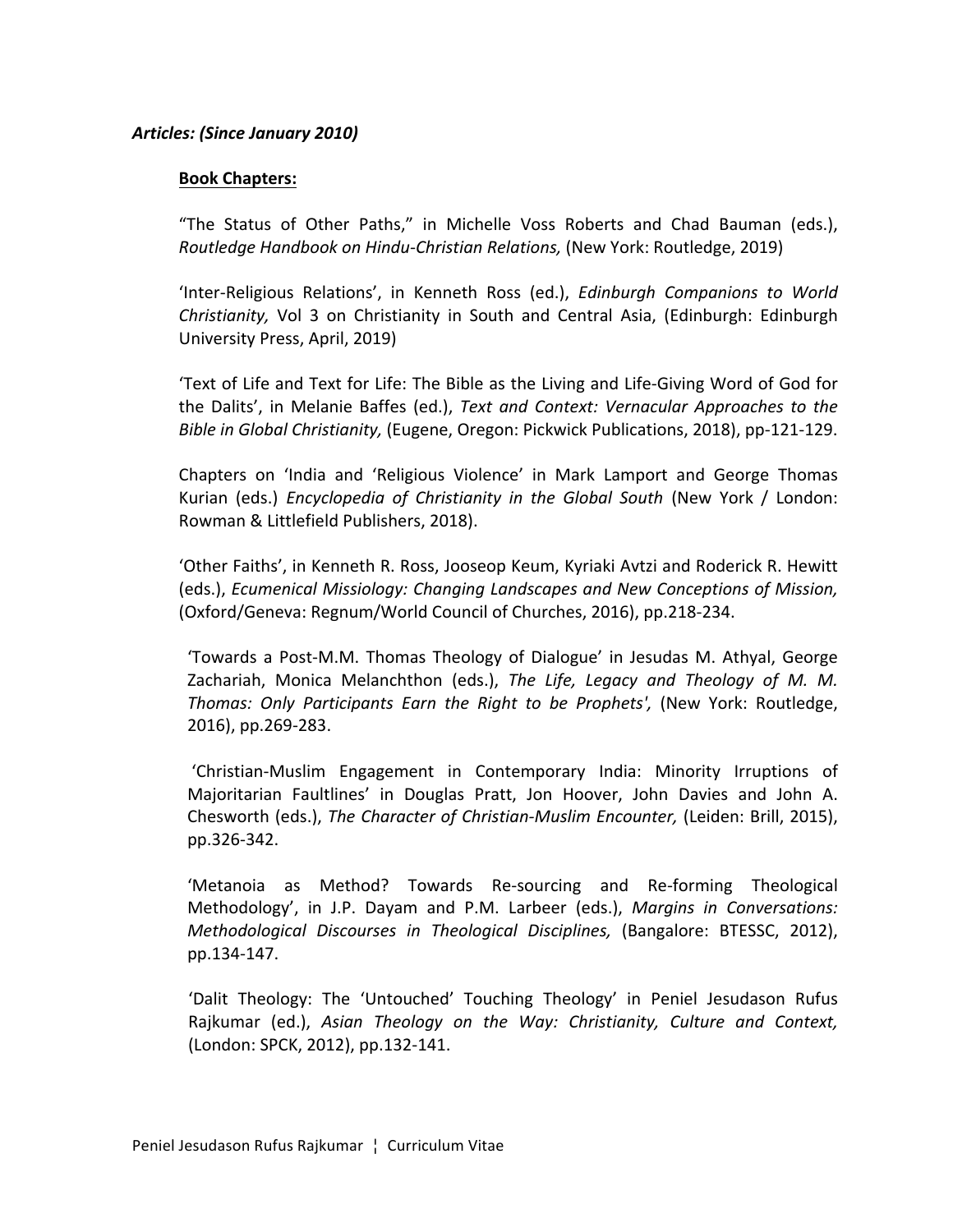***Articles: (Since January 2010)***

**Book Chapters:**

"The Status of Other Paths," in Michelle Voss Roberts and Chad Bauman (eds.), *Routledge Handbook on Hindu-Christian Relations,* (New York: Routledge, 2019)

'Inter-Religious Relations', in Kenneth Ross (ed.), *Edinburgh Companions to World Christianity,* Vol 3 on Christianity in South and Central Asia, (Edinburgh: Edinburgh University Press, April, 2019)

'Text of Life and Text for Life: The Bible as the Living and Life-Giving Word of God for the Dalits', in Melanie Baffes (ed.), *Text and Context: Vernacular Approaches to the Bible in Global Christianity,* (Eugene, Oregon: Pickwick Publications, 2018), pp-121-129.

Chapters on 'India and 'Religious Violence' in Mark Lamport and George Thomas Kurian (eds.) *Encyclopedia of Christianity in the Global South* (New York / London: Rowman & Littlefield Publishers, 2018).

'Other Faiths', in Kenneth R. Ross, Jooseop Keum, Kyriaki Avtzi and Roderick R. Hewitt (eds.), *Ecumenical Missiology: Changing Landscapes and New Conceptions of Mission,* (Oxford/Geneva: Regnum/World Council of Churches, 2016), pp.218-234.

'Towards a Post-M.M. Thomas Theology of Dialogue' in Jesudas M. Athyal, George Zachariah, Monica Melanchthon (eds.), *The Life, Legacy and Theology of M. M. Thomas: Only Participants Earn the Right to be Prophets',* (New York: Routledge, 2016), pp.269-283.

'Christian-Muslim Engagement in Contemporary India: Minority Irruptions of Majoritarian Faultlines' in Douglas Pratt, Jon Hoover, John Davies and John A. Chesworth (eds.), *The Character of Christian-Muslim Encounter,* (Leiden: Brill, 2015), pp.326-342.

'Metanoia as Method? Towards Re-sourcing and Re-forming Theological Methodology', in J.P. Dayam and P.M. Larbeer (eds.), *Margins in Conversations: Methodological Discourses in Theological Disciplines,* (Bangalore: BTESSC, 2012), pp.134-147.

'Dalit Theology: The 'Untouched' Touching Theology' in Peniel Jesudason Rufus Rajkumar (ed.), *Asian Theology on the Way: Christianity, Culture and Context,* (London: SPCK, 2012), pp.132-141.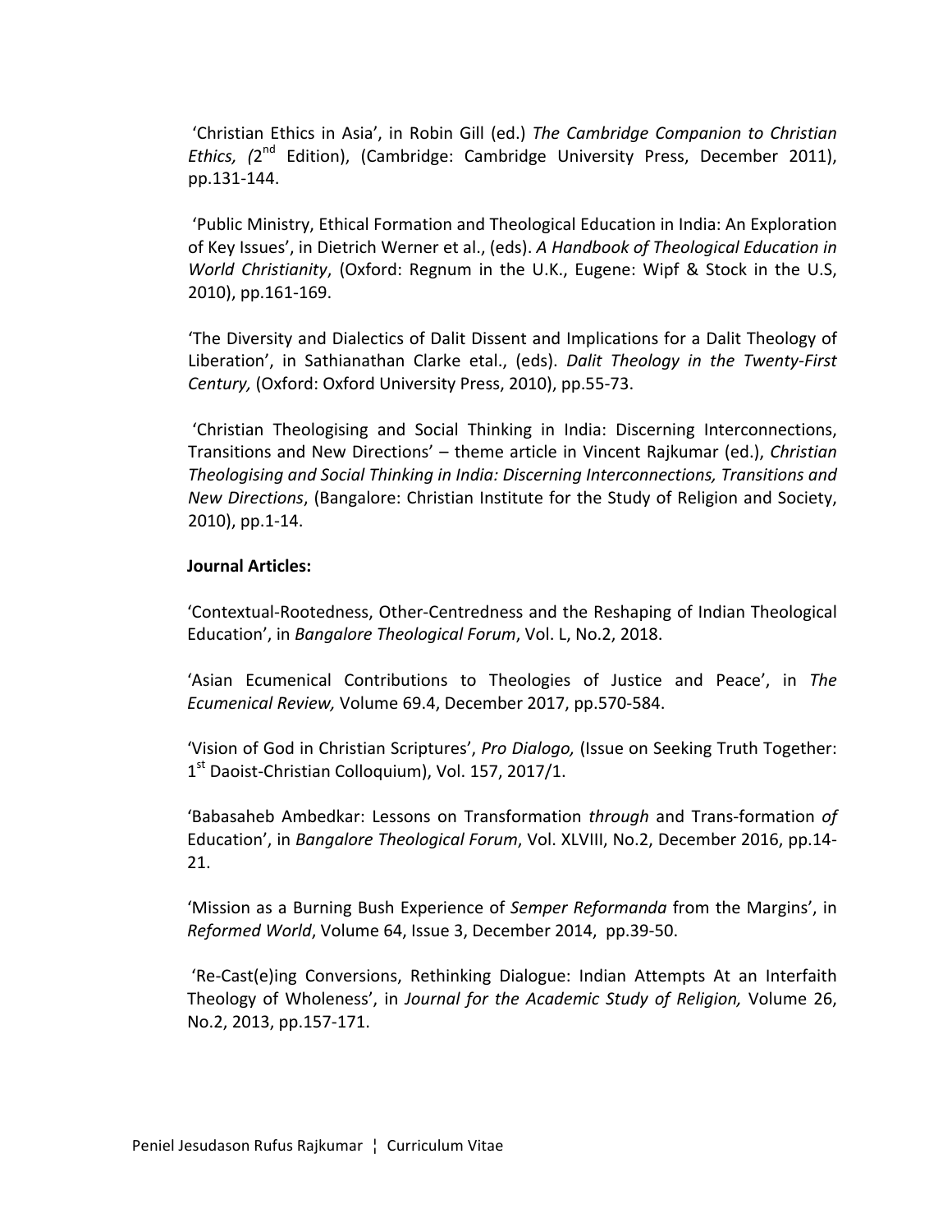'Christian Ethics in Asia', in Robin Gill (ed.) *The Cambridge Companion to Christian Ethics, (*2nd Edition), (Cambridge: Cambridge University Press, December 2011), pp.131-144.

'Public Ministry, Ethical Formation and Theological Education in India: An Exploration of Key Issues', in Dietrich Werner et al., (eds). *A Handbook of Theological Education in World Christianity*, (Oxford: Regnum in the U.K., Eugene: Wipf & Stock in the U.S, 2010), pp.161-169.

'The Diversity and Dialectics of Dalit Dissent and Implications for a Dalit Theology of Liberation', in Sathianathan Clarke etal., (eds). *Dalit Theology in the Twenty-First Century,* (Oxford: Oxford University Press, 2010), pp.55-73.

'Christian Theologising and Social Thinking in India: Discerning Interconnections, Transitions and New Directions' – theme article in Vincent Rajkumar (ed.), *Christian Theologising and Social Thinking in India: Discerning Interconnections, Transitions and New Directions*, (Bangalore: Christian Institute for the Study of Religion and Society, 2010), pp.1-14.

**Journal Articles:**

'Contextual-Rootedness, Other-Centredness and the Reshaping of Indian Theological Education', in *Bangalore Theological Forum*, Vol. L, No.2, 2018.

'Asian Ecumenical Contributions to Theologies of Justice and Peace', in *The Ecumenical Review,* Volume 69.4, December 2017, pp.570-584.

'Vision of God in Christian Scriptures', *Pro Dialogo,* (Issue on Seeking Truth Together: 1st Daoist-Christian Colloquium), Vol. 157, 2017/1.

'Babasaheb Ambedkar: Lessons on Transformation *through* and Trans-formation *of* Education', in *Bangalore Theological Forum*, Vol. XLVIII, No.2, December 2016, pp.14-21.

'Mission as a Burning Bush Experience of *Semper Reformanda* from the Margins', in *Reformed World*, Volume 64, Issue 3, December 2014, pp.39-50.

'Re-Cast(e)ing Conversions, Rethinking Dialogue: Indian Attempts At an Interfaith Theology of Wholeness', in *Journal for the Academic Study of Religion,* Volume 26, No.2, 2013, pp.157-171.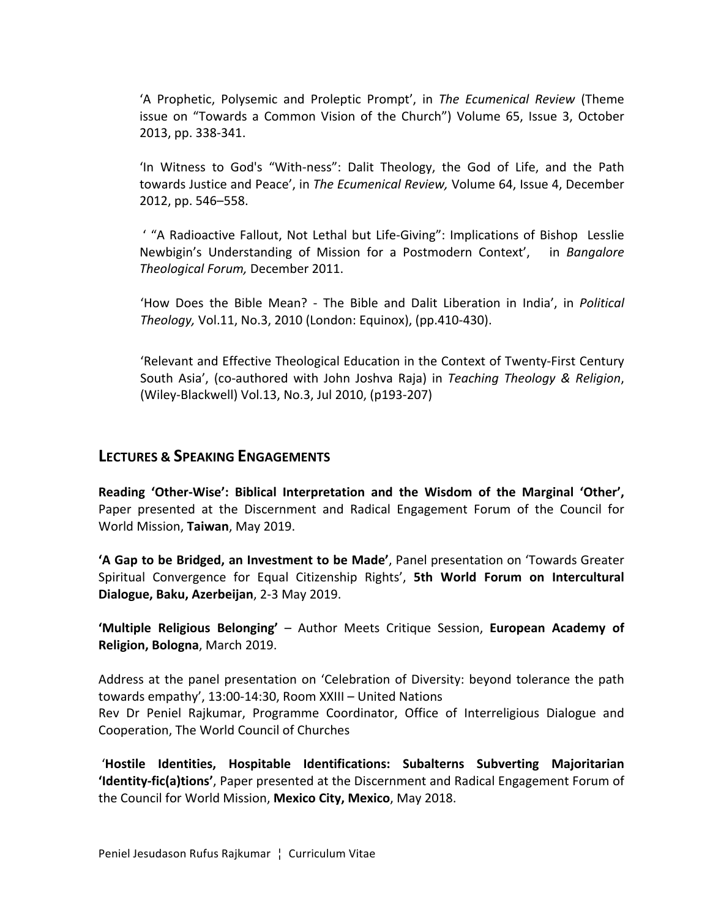'A Prophetic, Polysemic and Proleptic Prompt', in *The Ecumenical Review* (Theme issue on "Towards a Common Vision of the Church") Volume 65, Issue 3, October 2013, pp. 338-341.

'In Witness to God's "With-ness": Dalit Theology, the God of Life, and the Path towards Justice and Peace', in *The Ecumenical Review,* Volume 64, Issue 4, December 2012, pp. 546–558.

' "A Radioactive Fallout, Not Lethal but Life-Giving": Implications of Bishop Lesslie Newbigin's Understanding of Mission for a Postmodern Context', in *Bangalore Theological Forum,* December 2011.

'How Does the Bible Mean? - The Bible and Dalit Liberation in India', in *Political Theology,* Vol.11, No.3, 2010 (London: Equinox), (pp.410-430).

'Relevant and Effective Theological Education in the Context of Twenty-First Century South Asia', (co-authored with John Joshva Raja) in *Teaching Theology & Religion*, (Wiley-Blackwell) Vol.13, No.3, Jul 2010, (p193-207)

## Lectures & Speaking Engagements

**Reading 'Other-Wise': Biblical Interpretation and the Wisdom of the Marginal 'Other',** Paper presented at the Discernment and Radical Engagement Forum of the Council for World Mission, **Taiwan**, May 2019.

**'A Gap to be Bridged, an Investment to be Made'**, Panel presentation on 'Towards Greater Spiritual Convergence for Equal Citizenship Rights', **5th World Forum on Intercultural Dialogue, Baku, Azerbeijan**, 2-3 May 2019.

**'Multiple Religious Belonging'** – Author Meets Critique Session, **European Academy of Religion, Bologna**, March 2019.

Address at the panel presentation on 'Celebration of Diversity: beyond tolerance the path towards empathy', 13:00-14:30, Room XXIII – United Nations
Rev Dr Peniel Rajkumar, Programme Coordinator, Office of Interreligious Dialogue and Cooperation, The World Council of Churches

'**Hostile Identities, Hospitable Identifications: Subalterns Subverting Majoritarian 'Identity-fic(a)tions'**, Paper presented at the Discernment and Radical Engagement Forum of the Council for World Mission, **Mexico City, Mexico**, May 2018.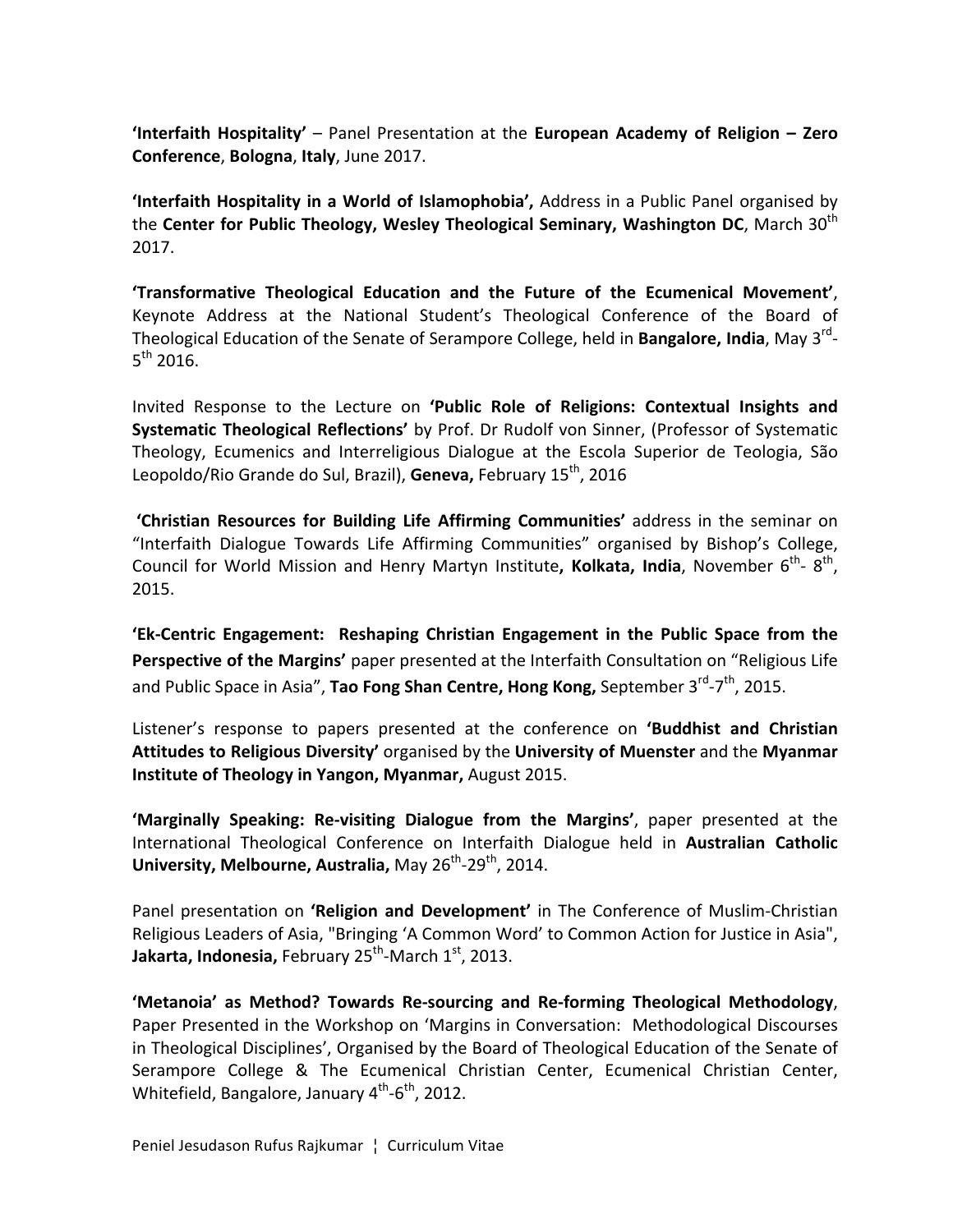**'Interfaith Hospitality'** – Panel Presentation at the **European Academy of Religion – Zero Conference**, **Bologna**, **Italy**, June 2017.

**'Interfaith Hospitality in a World of Islamophobia',** Address in a Public Panel organised by the **Center for Public Theology, Wesley Theological Seminary, Washington DC**, March 30th 2017.

**'Transformative Theological Education and the Future of the Ecumenical Movement'**, Keynote Address at the National Student's Theological Conference of the Board of Theological Education of the Senate of Serampore College, held in **Bangalore, India**, May 3rd-5th 2016.

Invited Response to the Lecture on **'Public Role of Religions: Contextual Insights and Systematic Theological Reflections'** by Prof. Dr Rudolf von Sinner, (Professor of Systematic Theology, Ecumenics and Interreligious Dialogue at the Escola Superior de Teologia, São Leopoldo/Rio Grande do Sul, Brazil), **Geneva,** February 15th, 2016

**'Christian Resources for Building Life Affirming Communities'** address in the seminar on "Interfaith Dialogue Towards Life Affirming Communities" organised by Bishop's College, Council for World Mission and Henry Martyn Institute**, Kolkata, India**, November 6th- 8th, 2015.

**'Ek-Centric Engagement: Reshaping Christian Engagement in the Public Space from the Perspective of the Margins'** paper presented at the Interfaith Consultation on "Religious Life and Public Space in Asia", **Tao Fong Shan Centre, Hong Kong,** September 3rd-7th, 2015.

Listener's response to papers presented at the conference on **'Buddhist and Christian Attitudes to Religious Diversity'** organised by the **University of Muenster** and the **Myanmar Institute of Theology in Yangon, Myanmar,** August 2015.

**'Marginally Speaking: Re-visiting Dialogue from the Margins'**, paper presented at the International Theological Conference on Interfaith Dialogue held in **Australian Catholic University, Melbourne, Australia,** May 26th-29th, 2014.

Panel presentation on **'Religion and Development'** in The Conference of Muslim-Christian Religious Leaders of Asia, "Bringing 'A Common Word' to Common Action for Justice in Asia", **Jakarta, Indonesia,** February 25th-March 1st, 2013.

**'Metanoia' as Method? Towards Re-sourcing and Re-forming Theological Methodology**, Paper Presented in the Workshop on 'Margins in Conversation: Methodological Discourses in Theological Disciplines', Organised by the Board of Theological Education of the Senate of Serampore College & The Ecumenical Christian Center, Ecumenical Christian Center, Whitefield, Bangalore, January 4th-6th, 2012.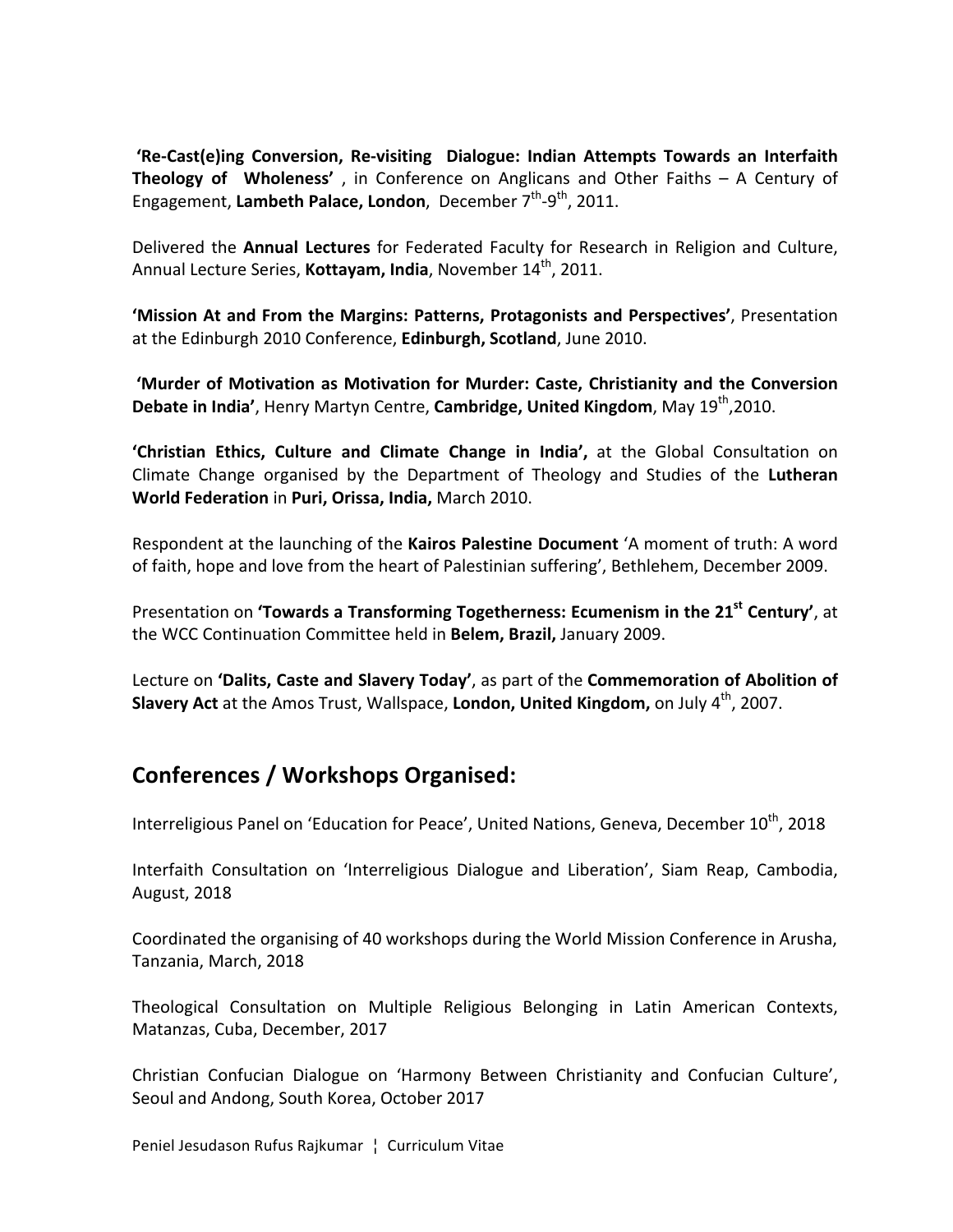**'Re-Cast(e)ing Conversion, Re-visiting Dialogue: Indian Attempts Towards an Interfaith Theology of Wholeness'** , in Conference on Anglicans and Other Faiths – A Century of Engagement, **Lambeth Palace, London**, December 7th-9th, 2011.

Delivered the **Annual Lectures** for Federated Faculty for Research in Religion and Culture, Annual Lecture Series, **Kottayam, India**, November 14th, 2011.

**'Mission At and From the Margins: Patterns, Protagonists and Perspectives'**, Presentation at the Edinburgh 2010 Conference, **Edinburgh, Scotland**, June 2010.

**'Murder of Motivation as Motivation for Murder: Caste, Christianity and the Conversion Debate in India'**, Henry Martyn Centre, **Cambridge, United Kingdom**, May 19th,2010.

**'Christian Ethics, Culture and Climate Change in India',** at the Global Consultation on Climate Change organised by the Department of Theology and Studies of the **Lutheran World Federation** in **Puri, Orissa, India,** March 2010.

Respondent at the launching of the **Kairos Palestine Document** 'A moment of truth: A word of faith, hope and love from the heart of Palestinian suffering', Bethlehem, December 2009.

Presentation on **'Towards a Transforming Togetherness: Ecumenism in the 21st Century'**, at the WCC Continuation Committee held in **Belem, Brazil,** January 2009.

Lecture on **'Dalits, Caste and Slavery Today'**, as part of the **Commemoration of Abolition of Slavery Act** at the Amos Trust, Wallspace, **London, United Kingdom,** on July 4th, 2007.

## Conferences / Workshops Organised:

Interreligious Panel on 'Education for Peace', United Nations, Geneva, December 10th, 2018

Interfaith Consultation on 'Interreligious Dialogue and Liberation', Siam Reap, Cambodia, August, 2018

Coordinated the organising of 40 workshops during the World Mission Conference in Arusha, Tanzania, March, 2018

Theological Consultation on Multiple Religious Belonging in Latin American Contexts, Matanzas, Cuba, December, 2017

Christian Confucian Dialogue on 'Harmony Between Christianity and Confucian Culture', Seoul and Andong, South Korea, October 2017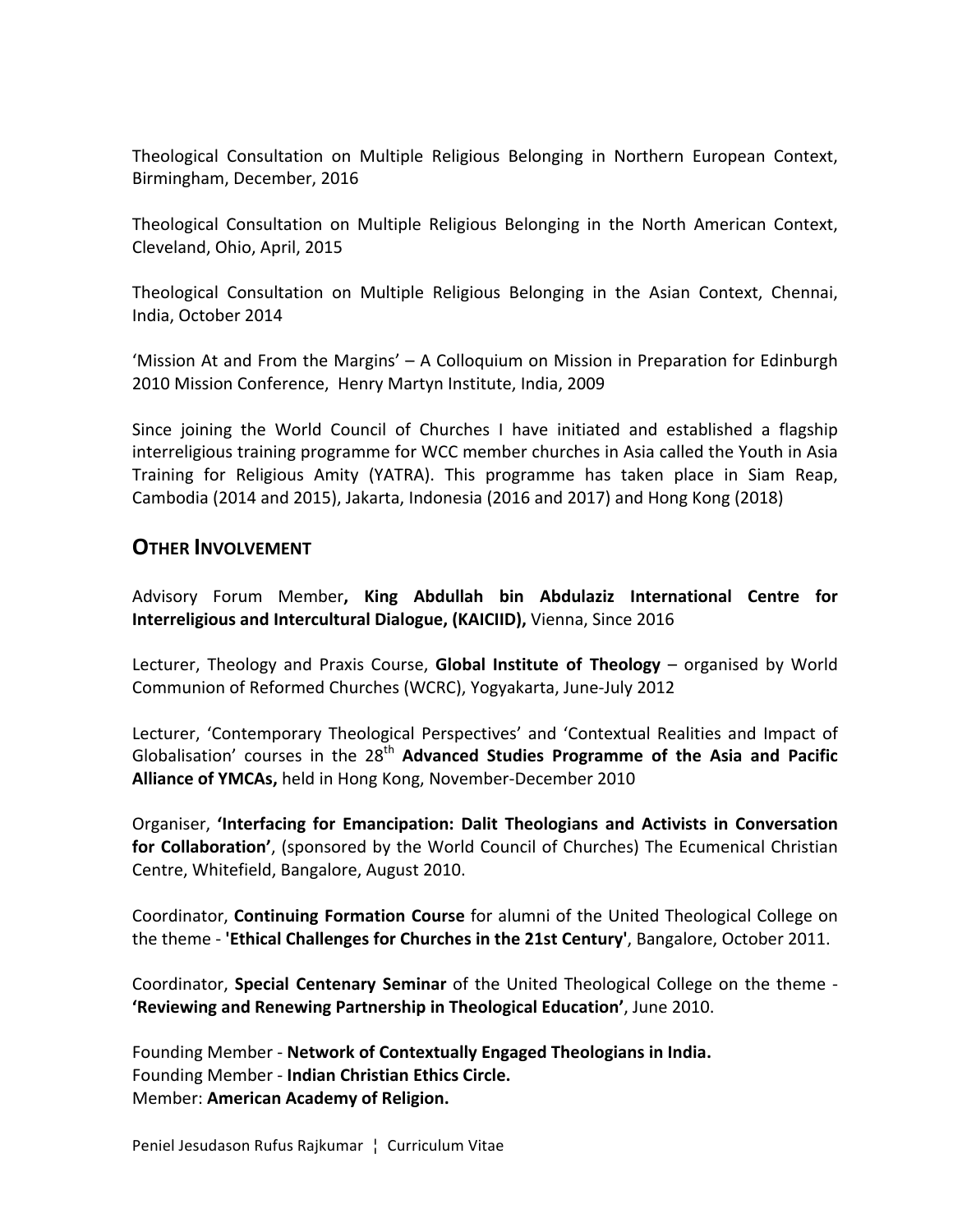Theological Consultation on Multiple Religious Belonging in Northern European Context, Birmingham, December, 2016

Theological Consultation on Multiple Religious Belonging in the North American Context, Cleveland, Ohio, April, 2015

Theological Consultation on Multiple Religious Belonging in the Asian Context, Chennai, India, October 2014

'Mission At and From the Margins' – A Colloquium on Mission in Preparation for Edinburgh 2010 Mission Conference, Henry Martyn Institute, India, 2009

Since joining the World Council of Churches I have initiated and established a flagship interreligious training programme for WCC member churches in Asia called the Youth in Asia Training for Religious Amity (YATRA). This programme has taken place in Siam Reap, Cambodia (2014 and 2015), Jakarta, Indonesia (2016 and 2017) and Hong Kong (2018)

## OTHER INVOLVEMENT

Advisory Forum Member**, King Abdullah bin Abdulaziz International Centre for Interreligious and Intercultural Dialogue, (KAICIID),** Vienna, Since 2016

Lecturer, Theology and Praxis Course, **Global Institute of Theology** – organised by World Communion of Reformed Churches (WCRC), Yogyakarta, June-July 2012

Lecturer, 'Contemporary Theological Perspectives' and 'Contextual Realities and Impact of Globalisation' courses in the 28th **Advanced Studies Programme of the Asia and Pacific Alliance of YMCAs,** held in Hong Kong, November-December 2010

Organiser, **'Interfacing for Emancipation: Dalit Theologians and Activists in Conversation for Collaboration'**, (sponsored by the World Council of Churches) The Ecumenical Christian Centre, Whitefield, Bangalore, August 2010.

Coordinator, **Continuing Formation Course** for alumni of the United Theological College on the theme - **'Ethical Challenges for Churches in the 21st Century'**, Bangalore, October 2011.

Coordinator, **Special Centenary Seminar** of the United Theological College on the theme - **'Reviewing and Renewing Partnership in Theological Education'**, June 2010.

Founding Member - **Network of Contextually Engaged Theologians in India.**
Founding Member - **Indian Christian Ethics Circle.**
Member: **American Academy of Religion.**